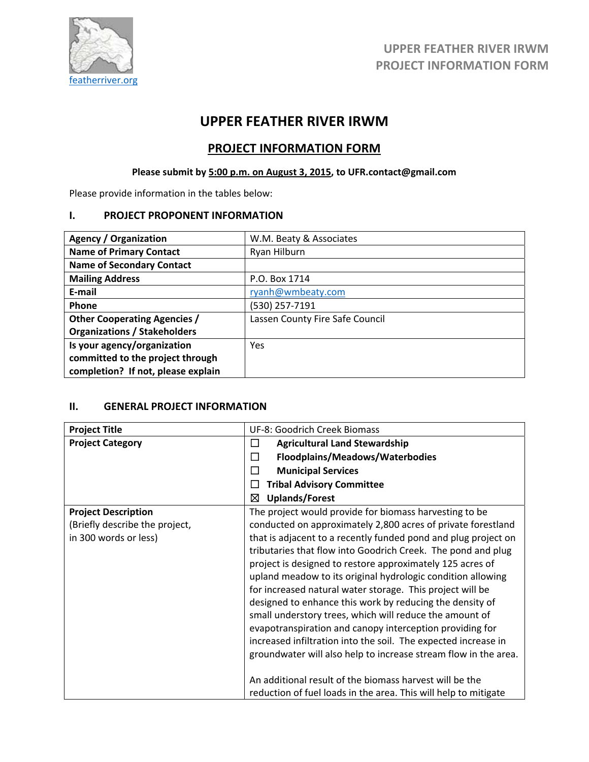featherriver.org

# UPPER FEATHER RIVER IRWM

## PROJECT INFORMATION FORM

**Please submit by 5:00 p.m. on August 3, 2015, to UFR.contact@gmail.com**

Please provide information in the tables below:

### I. PROJECT PROPONENT INFORMATION

| | |
|---|---|
| **Agency / Organization** | W.M. Beaty & Associates |
| **Name of Primary Contact** | Ryan Hilburn |
| **Name of Secondary Contact** | |
| **Mailing Address** | P.O. Box 1714 |
| **E-mail** | ryanh@wmbeaty.com |
| **Phone** | (530) 257-7191 |
| **Other Cooperating Agencies / Organizations / Stakeholders** | Lassen County Fire Safe Council |
| **Is your agency/organization committed to the project through completion? If not, please explain** | Yes |

### II. GENERAL PROJECT INFORMATION

| | |
|---|---|
| **Project Title** | UF-8: Goodrich Creek Biomass |
| **Project Category** | ☐ **Agricultural Land Stewardship**<br>☐ **Floodplains/Meadows/Waterbodies**<br>☐ **Municipal Services**<br>☐ **Tribal Advisory Committee**<br>☒ **Uplands/Forest** |
| **Project Description**<br>(Briefly describe the project, in 300 words or less) | The project would provide for biomass harvesting to be conducted on approximately 2,800 acres of private forestland that is adjacent to a recently funded pond and plug project on tributaries that flow into Goodrich Creek. The pond and plug project is designed to restore approximately 125 acres of upland meadow to its original hydrologic condition allowing for increased natural water storage. This project will be designed to enhance this work by reducing the density of small understory trees, which will reduce the amount of evapotranspiration and canopy interception providing for increased infiltration into the soil. The expected increase in groundwater will also help to increase stream flow in the area.<br><br>An additional result of the biomass harvest will be the reduction of fuel loads in the area. This will help to mitigate |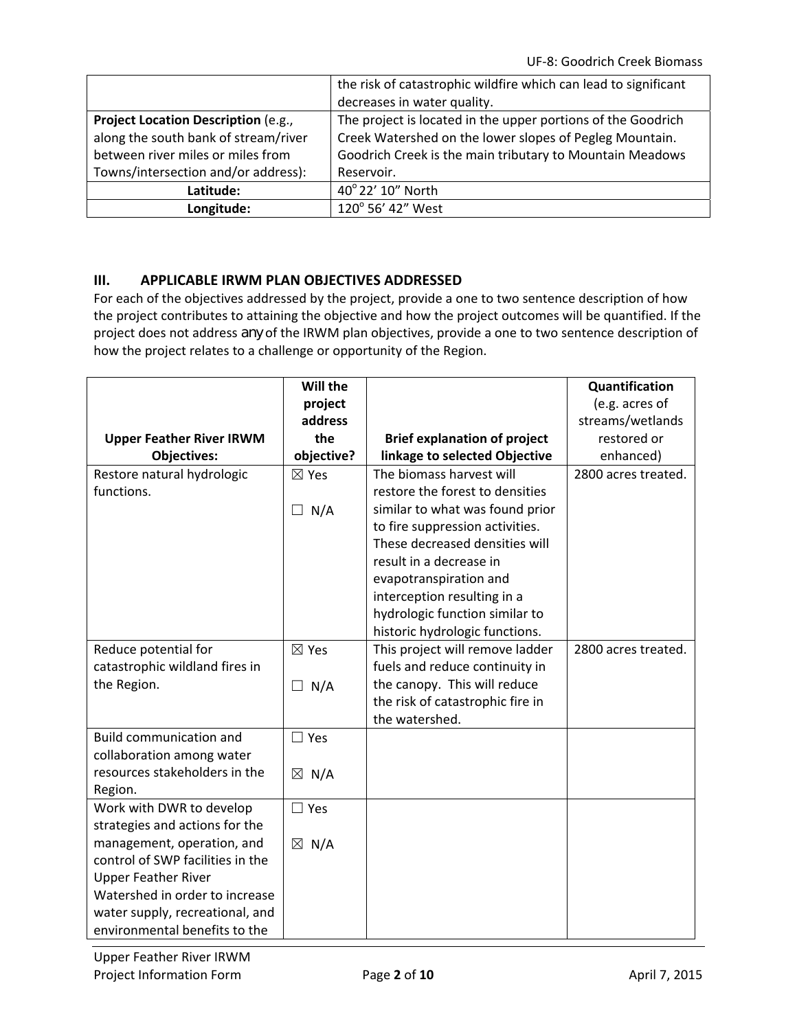|  |  |
| --- | --- |
|  | the risk of catastrophic wildfire which can lead to significant decreases in water quality. |
| **Project Location Description** (e.g., along the south bank of stream/river between river miles or miles from Towns/intersection and/or address): | The project is located in the upper portions of the Goodrich Creek Watershed on the lower slopes of Pegleg Mountain. Goodrich Creek is the main tributary to Mountain Meadows Reservoir. |
| **Latitude:** | 40° 22’ 10” North |
| **Longitude:** | 120° 56’ 42” West |

## III. APPLICABLE IRWM PLAN OBJECTIVES ADDRESSED

For each of the objectives addressed by the project, provide a one to two sentence description of how the project contributes to attaining the objective and how the project outcomes will be quantified. If the project does not address any of the IRWM plan objectives, provide a one to two sentence description of how the project relates to a challenge or opportunity of the Region.

| Upper Feather River IRWM Objectives: | Will the project address the objective? | Brief explanation of project linkage to selected Objective | Quantification (e.g. acres of streams/wetlands restored or enhanced) |
| --- | --- | --- | --- |
| Restore natural hydrologic functions. | ☒ Yes ☐ N/A | The biomass harvest will restore the forest to densities similar to what was found prior to fire suppression activities. These decreased densities will result in a decrease in evapotranspiration and interception resulting in a hydrologic function similar to historic hydrologic functions. | 2800 acres treated. |
| Reduce potential for catastrophic wildland fires in the Region. | ☒ Yes ☐ N/A | This project will remove ladder fuels and reduce continuity in the canopy. This will reduce the risk of catastrophic fire in the watershed. | 2800 acres treated. |
| Build communication and collaboration among water resources stakeholders in the Region. | ☐ Yes ☒ N/A |  |  |
| Work with DWR to develop strategies and actions for the management, operation, and control of SWP facilities in the Upper Feather River Watershed in order to increase water supply, recreational, and environmental benefits to the | ☐ Yes ☒ N/A |  |  |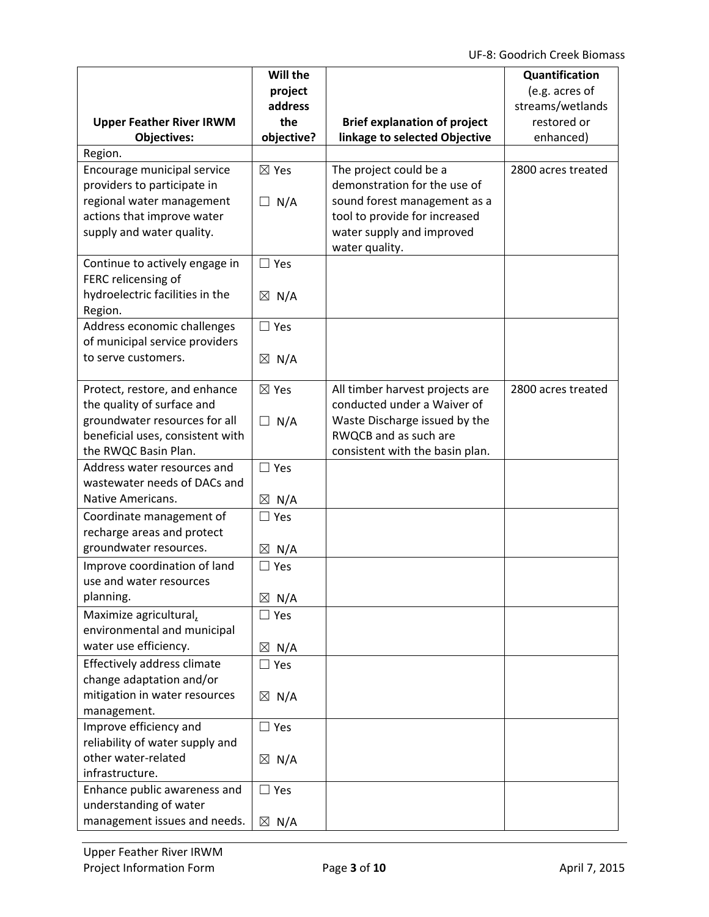| Upper Feather River IRWM Objectives: | Will the project address the objective? | Brief explanation of project linkage to selected Objective | Quantification (e.g. acres of streams/wetlands restored or enhanced) |
|---|---|---|---|
| Region. | | | |
| Encourage municipal service providers to participate in regional water management actions that improve water supply and water quality. | ☒ Yes<br>☐ N/A | The project could be a demonstration for the use of sound forest management as a tool to provide for increased water supply and improved water quality. | 2800 acres treated |
| Continue to actively engage in FERC relicensing of hydroelectric facilities in the Region. | ☐ Yes<br>☒ N/A | | |
| Address economic challenges of municipal service providers to serve customers. | ☐ Yes<br>☒ N/A | | |
| Protect, restore, and enhance the quality of surface and groundwater resources for all beneficial uses, consistent with the RWQC Basin Plan. | ☒ Yes<br>☐ N/A | All timber harvest projects are conducted under a Waiver of Waste Discharge issued by the RWQCB and as such are consistent with the basin plan. | 2800 acres treated |
| Address water resources and wastewater needs of DACs and Native Americans. | ☐ Yes<br>☒ N/A | | |
| Coordinate management of recharge areas and protect groundwater resources. | ☐ Yes<br>☒ N/A | | |
| Improve coordination of land use and water resources planning. | ☐ Yes<br>☒ N/A | | |
| Maximize agricultural, environmental and municipal water use efficiency. | ☐ Yes<br>☒ N/A | | |
| Effectively address climate change adaptation and/or mitigation in water resources management. | ☐ Yes<br>☒ N/A | | |
| Improve efficiency and reliability of water supply and other water-related infrastructure. | ☐ Yes<br>☒ N/A | | |
| Enhance public awareness and understanding of water management issues and needs. | ☐ Yes<br>☒ N/A | | |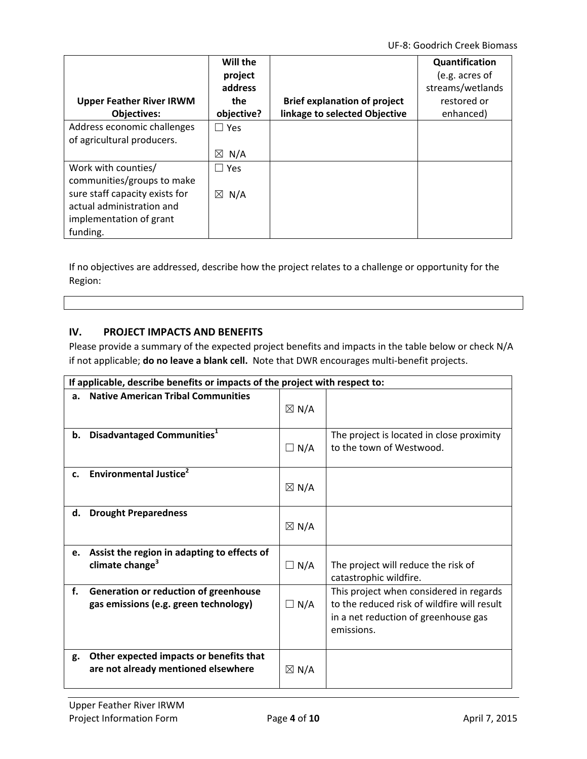| Upper Feather River IRWM Objectives: | Will the project address the objective? | Brief explanation of project linkage to selected Objective | Quantification (e.g. acres of streams/wetlands restored or enhanced) |
|---|---|---|---|
| Address economic challenges of agricultural producers. | ☐ Yes<br><br>☒ N/A | | |
| Work with counties/ communities/groups to make sure staff capacity exists for actual administration and implementation of grant funding. | ☐ Yes<br><br>☒ N/A | | |

If no objectives are addressed, describe how the project relates to a challenge or opportunity for the Region:

| |
|---|

## IV. PROJECT IMPACTS AND BENEFITS

Please provide a summary of the expected project benefits and impacts in the table below or check N/A if not applicable; **do no leave a blank cell.** Note that DWR encourages multi-benefit projects.

| **If applicable, describe benefits or impacts of the project with respect to:** | | |
|---|---|---|
| **a. Native American Tribal Communities** | ☒ N/A | |
| **b. Disadvantaged Communities[1]** | ☐ N/A | The project is located in close proximity to the town of Westwood. |
| **c. Environmental Justice[2]** | ☒ N/A | |
| **d. Drought Preparedness** | ☒ N/A | |
| **e. Assist the region in adapting to effects of climate change[3]** | ☐ N/A | The project will reduce the risk of catastrophic wildfire. |
| **f. Generation or reduction of greenhouse gas emissions (e.g. green technology)** | ☐ N/A | This project when considered in regards to the reduced risk of wildfire will result in a net reduction of greenhouse gas emissions. |
| **g. Other expected impacts or benefits that are not already mentioned elsewhere** | ☒ N/A | |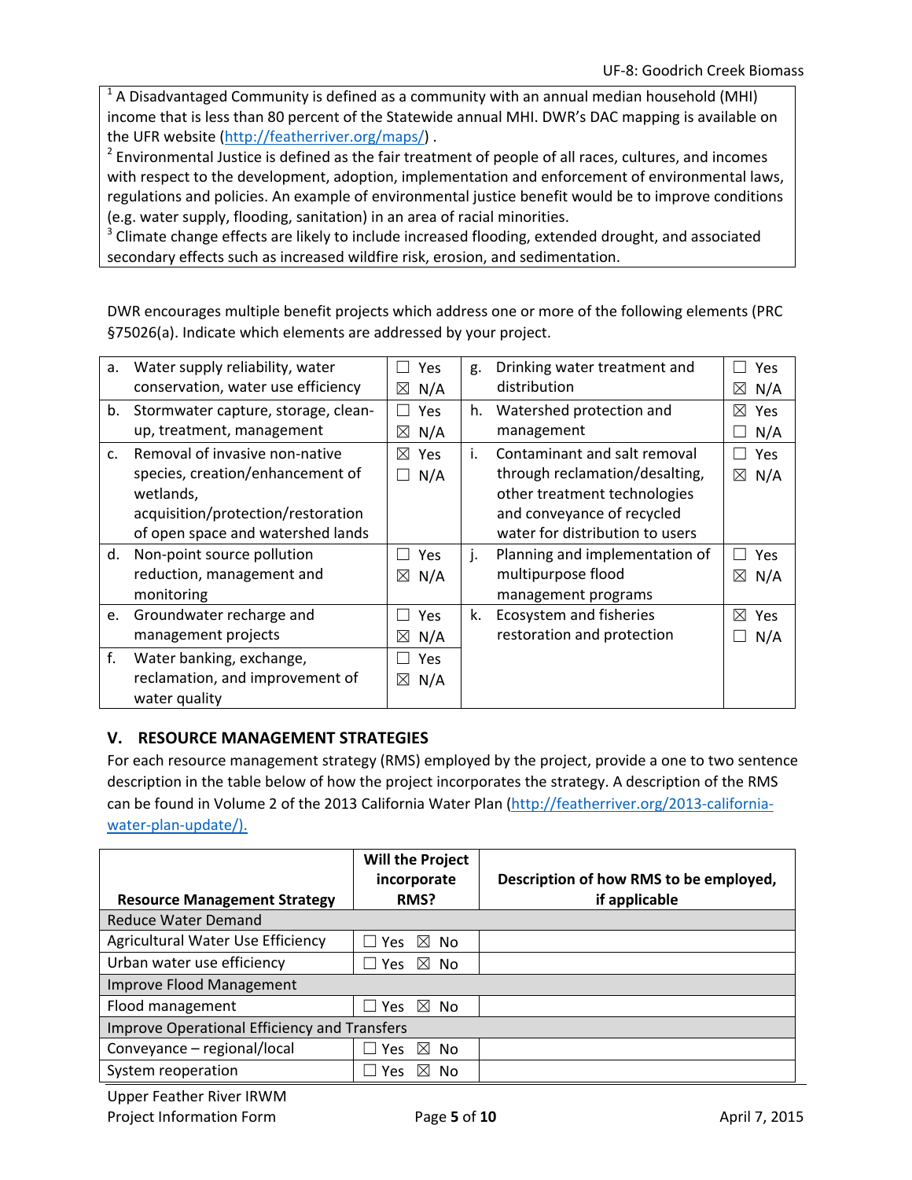[1] A Disadvantaged Community is defined as a community with an annual median household (MHI) income that is less than 80 percent of the Statewide annual MHI. DWR's DAC mapping is available on the UFR website (http://featherriver.org/maps/) .
[2] Environmental Justice is defined as the fair treatment of people of all races, cultures, and incomes with respect to the development, adoption, implementation and enforcement of environmental laws, regulations and policies. An example of environmental justice benefit would be to improve conditions (e.g. water supply, flooding, sanitation) in an area of racial minorities.
[3] Climate change effects are likely to include increased flooding, extended drought, and associated secondary effects such as increased wildfire risk, erosion, and sedimentation.

DWR encourages multiple benefit projects which address one or more of the following elements (PRC §75026(a). Indicate which elements are addressed by your project.

| | Element | | | Element | |
|---|---|---|---|---|---|
| a. | Water supply reliability, water conservation, water use efficiency | ☐ Yes ☒ N/A | g. | Drinking water treatment and distribution | ☐ Yes ☒ N/A |
| b. | Stormwater capture, storage, clean-up, treatment, management | ☐ Yes ☒ N/A | h. | Watershed protection and management | ☒ Yes ☐ N/A |
| c. | Removal of invasive non-native species, creation/enhancement of wetlands, acquisition/protection/restoration of open space and watershed lands | ☒ Yes ☐ N/A | i. | Contaminant and salt removal through reclamation/desalting, other treatment technologies and conveyance of recycled water for distribution to users | ☐ Yes ☒ N/A |
| d. | Non-point source pollution reduction, management and monitoring | ☐ Yes ☒ N/A | j. | Planning and implementation of multipurpose flood management programs | ☐ Yes ☒ N/A |
| e. | Groundwater recharge and management projects | ☐ Yes ☒ N/A | k. | Ecosystem and fisheries restoration and protection | ☒ Yes ☐ N/A |
| f. | Water banking, exchange, reclamation, and improvement of water quality | ☐ Yes ☒ N/A | | | |

## V. RESOURCE MANAGEMENT STRATEGIES

For each resource management strategy (RMS) employed by the project, provide a one to two sentence description in the table below of how the project incorporates the strategy. A description of the RMS can be found in Volume 2 of the 2013 California Water Plan (http://featherriver.org/2013-california-water-plan-update/).

| Resource Management Strategy | Will the Project incorporate RMS? | Description of how RMS to be employed, if applicable |
|---|---|---|
| **Reduce Water Demand** | | |
| Agricultural Water Use Efficiency | ☐ Yes ☒ No | |
| Urban water use efficiency | ☐ Yes ☒ No | |
| **Improve Flood Management** | | |
| Flood management | ☐ Yes ☒ No | |
| **Improve Operational Efficiency and Transfers** | | |
| Conveyance – regional/local | ☐ Yes ☒ No | |
| System reoperation | ☐ Yes ☒ No | |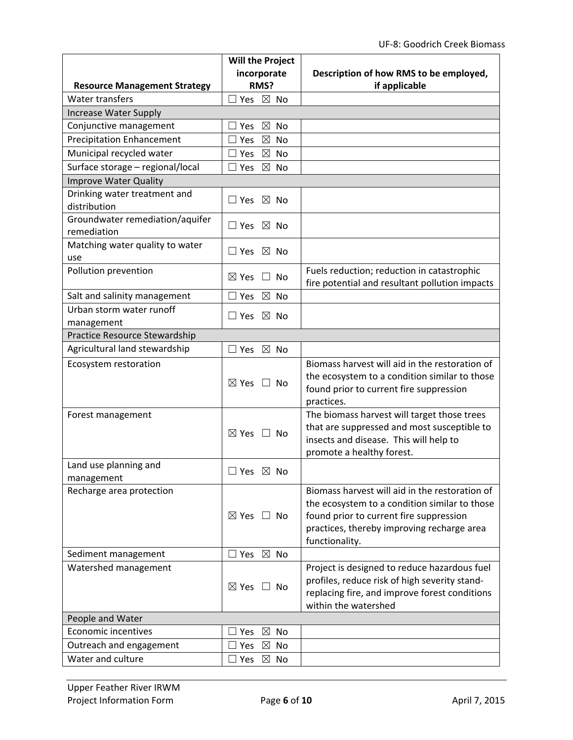| Resource Management Strategy | Will the Project incorporate RMS? | Description of how RMS to be employed, if applicable |
|---|---|---|
| Water transfers | ☐ Yes ☒ No | |
| Increase Water Supply | | |
| Conjunctive management | ☐ Yes ☒ No | |
| Precipitation Enhancement | ☐ Yes ☒ No | |
| Municipal recycled water | ☐ Yes ☒ No | |
| Surface storage – regional/local | ☐ Yes ☒ No | |
| Improve Water Quality | | |
| Drinking water treatment and distribution | ☐ Yes ☒ No | |
| Groundwater remediation/aquifer remediation | ☐ Yes ☒ No | |
| Matching water quality to water use | ☐ Yes ☒ No | |
| Pollution prevention | ☒ Yes ☐ No | Fuels reduction; reduction in catastrophic fire potential and resultant pollution impacts |
| Salt and salinity management | ☐ Yes ☒ No | |
| Urban storm water runoff management | ☐ Yes ☒ No | |
| Practice Resource Stewardship | | |
| Agricultural land stewardship | ☐ Yes ☒ No | |
| Ecosystem restoration | ☒ Yes ☐ No | Biomass harvest will aid in the restoration of the ecosystem to a condition similar to those found prior to current fire suppression practices. |
| Forest management | ☒ Yes ☐ No | The biomass harvest will target those trees that are suppressed and most susceptible to insects and disease. This will help to promote a healthy forest. |
| Land use planning and management | ☐ Yes ☒ No | |
| Recharge area protection | ☒ Yes ☐ No | Biomass harvest will aid in the restoration of the ecosystem to a condition similar to those found prior to current fire suppression practices, thereby improving recharge area functionality. |
| Sediment management | ☐ Yes ☒ No | |
| Watershed management | ☒ Yes ☐ No | Project is designed to reduce hazardous fuel profiles, reduce risk of high severity stand-replacing fire, and improve forest conditions within the watershed |
| People and Water | | |
| Economic incentives | ☐ Yes ☒ No | |
| Outreach and engagement | ☐ Yes ☒ No | |
| Water and culture | ☐ Yes ☒ No | |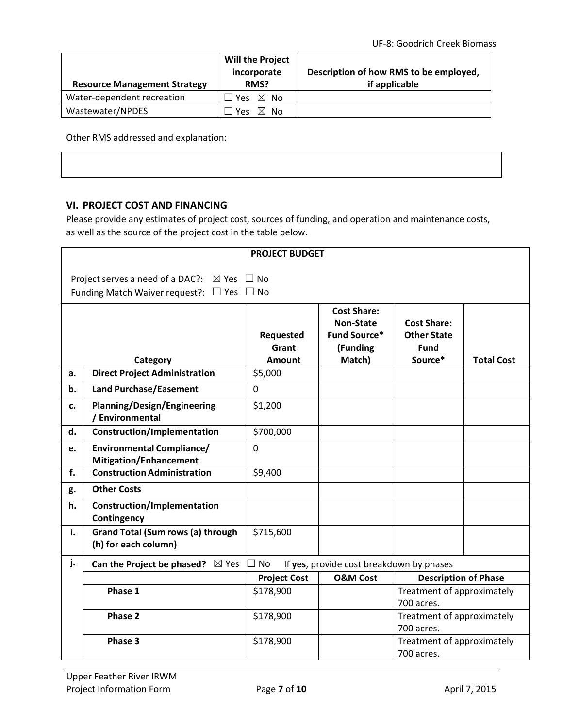| Resource Management Strategy | Will the Project incorporate RMS? | Description of how RMS to be employed, if applicable |
|---|---|---|
| Water-dependent recreation | ☐ Yes ☒ No | |
| Wastewater/NPDES | ☐ Yes ☒ No | |

Other RMS addressed and explanation:

## VI. PROJECT COST AND FINANCING

Please provide any estimates of project cost, sources of funding, and operation and maintenance costs, as well as the source of the project cost in the table below.

**PROJECT BUDGET**

Project serves a need of a DAC?: ☒ Yes ☐ No
Funding Match Waiver request?: ☐ Yes ☐ No

| | Category | Requested Grant Amount | Cost Share: Non-State Fund Source* (Funding Match) | Cost Share: Other State Fund Source* | Total Cost |
|---|---|---|---|---|---|
| a. | **Direct Project Administration** | $5,000 | | | |
| b. | **Land Purchase/Easement** | 0 | | | |
| c. | **Planning/Design/Engineering / Environmental** | $1,200 | | | |
| d. | **Construction/Implementation** | $700,000 | | | |
| e. | **Environmental Compliance/ Mitigation/Enhancement** | 0 | | | |
| f. | **Construction Administration** | $9,400 | | | |
| g. | **Other Costs** | | | | |
| h. | **Construction/Implementation Contingency** | | | | |
| i. | **Grand Total (Sum rows (a) through (h) for each column)** | $715,600 | | | |

| j. | **Can the Project be phased?** ☒ Yes ☐ No | If **yes**, provide cost breakdown by phases | | |
|---|---|---|---|---|
| | | **Project Cost** | **O&M Cost** | **Description of Phase** |
| | **Phase 1** | $178,900 | | Treatment of approximately 700 acres. |
| | **Phase 2** | $178,900 | | Treatment of approximately 700 acres. |
| | **Phase 3** | $178,900 | | Treatment of approximately 700 acres. |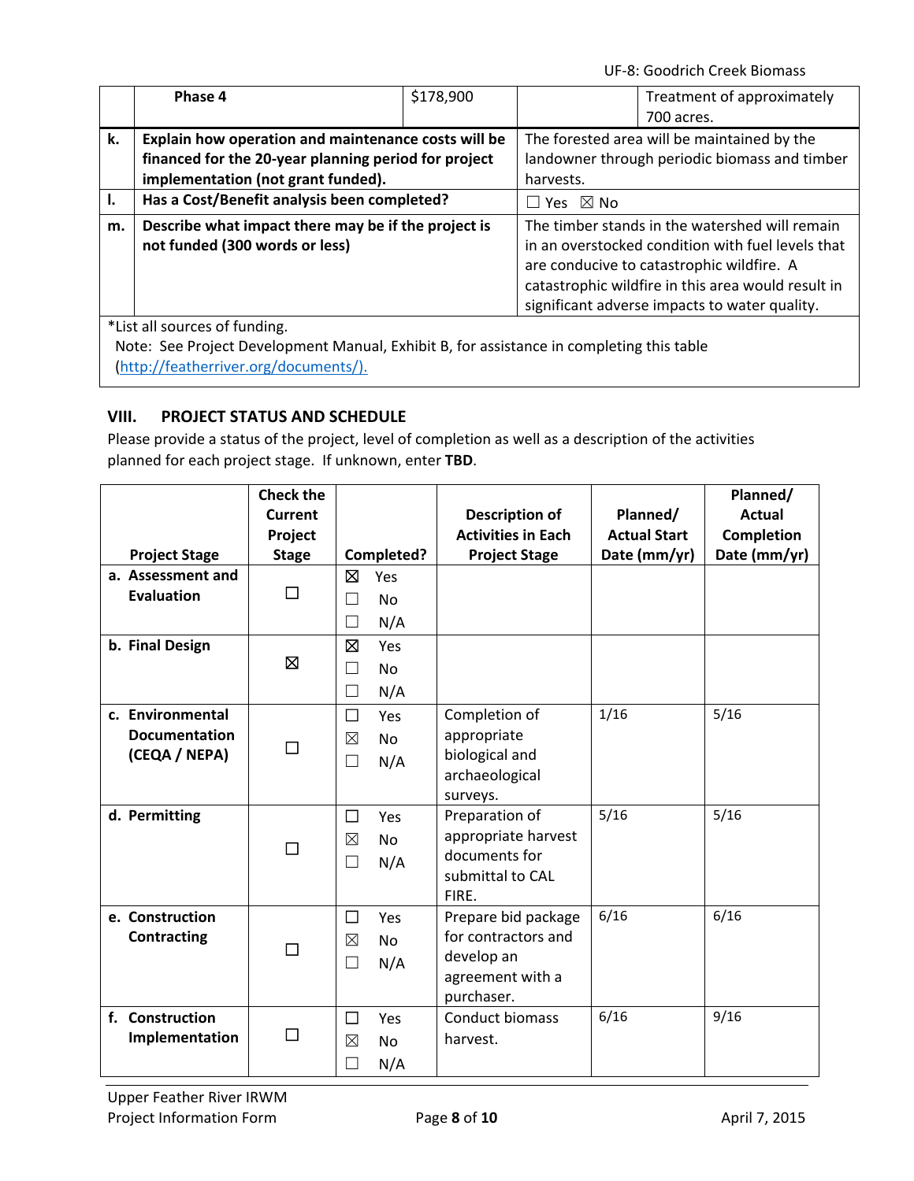| | Phase 4 | $178,900 | | Treatment of approximately 700 acres. |
|---|---|---|---|---|
| k. | **Explain how operation and maintenance costs will be financed for the 20-year planning period for project implementation (not grant funded).** | | The forested area will be maintained by the landowner through periodic biomass and timber harvests. | |
| l. | **Has a Cost/Benefit analysis been completed?** | | ☐ Yes ☒ No | |
| m. | **Describe what impact there may be if the project is not funded (300 words or less)** | | The timber stands in the watershed will remain in an overstocked condition with fuel levels that are conducive to catastrophic wildfire. A catastrophic wildfire in this area would result in significant adverse impacts to water quality. | |

*List all sources of funding.
Note: See Project Development Manual, Exhibit B, for assistance in completing this table (http://featherriver.org/documents/).

## VIII. PROJECT STATUS AND SCHEDULE

Please provide a status of the project, level of completion as well as a description of the activities planned for each project stage. If unknown, enter **TBD**.

| Project Stage | Check the Current Project Stage | Completed? | Description of Activities in Each Project Stage | Planned/ Actual Start Date (mm/yr) | Planned/ Actual Completion Date (mm/yr) |
|---|---|---|---|---|---|
| **a. Assessment and Evaluation** | ☐ | ☒ Yes ☐ No ☐ N/A | | | |
| **b. Final Design** | ☒ | ☒ Yes ☐ No ☐ N/A | | | |
| **c. Environmental Documentation (CEQA / NEPA)** | ☐ | ☐ Yes ☒ No ☐ N/A | Completion of appropriate biological and archaeological surveys. | 1/16 | 5/16 |
| **d. Permitting** | ☐ | ☐ Yes ☒ No ☐ N/A | Preparation of appropriate harvest documents for submittal to CAL FIRE. | 5/16 | 5/16 |
| **e. Construction Contracting** | ☐ | ☐ Yes ☒ No ☐ N/A | Prepare bid package for contractors and develop an agreement with a purchaser. | 6/16 | 6/16 |
| **f. Construction Implementation** | ☐ | ☐ Yes ☒ No ☐ N/A | Conduct biomass harvest. | 6/16 | 9/16 |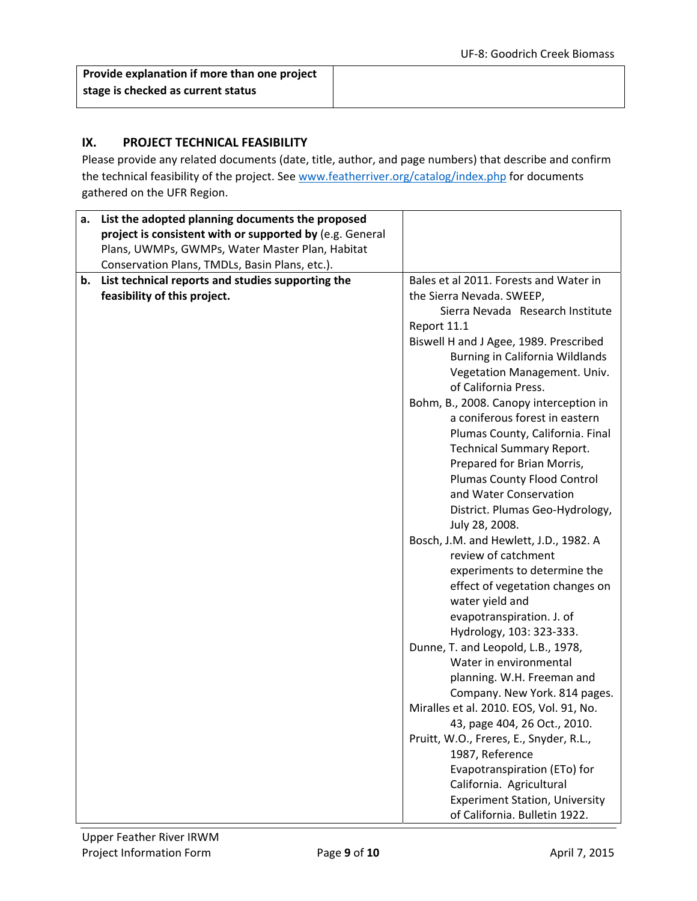| Provide explanation if more than one project stage is checked as current status | |
|---|---|

## IX. PROJECT TECHNICAL FEASIBILITY

Please provide any related documents (date, title, author, and page numbers) that describe and confirm the technical feasibility of the project. See www.featherriver.org/catalog/index.php for documents gathered on the UFR Region.

| | | |
|---|---|---|
| a. | **List the adopted planning documents the proposed project is consistent with or supported by** (e.g. General Plans, UWMPs, GWMPs, Water Master Plan, Habitat Conservation Plans, TMDLs, Basin Plans, etc.). | |
| b. | **List technical reports and studies supporting the feasibility of this project.** | Bales et al 2011. Forests and Water in the Sierra Nevada. SWEEP, Sierra Nevada Research Institute Report 11.1<br>Biswell H and J Agee, 1989. Prescribed Burning in California Wildlands Vegetation Management. Univ. of California Press.<br>Bohm, B., 2008. Canopy interception in a coniferous forest in eastern Plumas County, California. Final Technical Summary Report. Prepared for Brian Morris, Plumas County Flood Control and Water Conservation District. Plumas Geo-Hydrology, July 28, 2008.<br>Bosch, J.M. and Hewlett, J.D., 1982. A review of catchment experiments to determine the effect of vegetation changes on water yield and evapotranspiration. J. of Hydrology, 103: 323-333.<br>Dunne, T. and Leopold, L.B., 1978, Water in environmental planning. W.H. Freeman and Company. New York. 814 pages.<br>Miralles et al. 2010. EOS, Vol. 91, No. 43, page 404, 26 Oct., 2010.<br>Pruitt, W.O., Freres, E., Snyder, R.L., 1987, Reference Evapotranspiration (ETo) for California. Agricultural Experiment Station, University of California. Bulletin 1922. |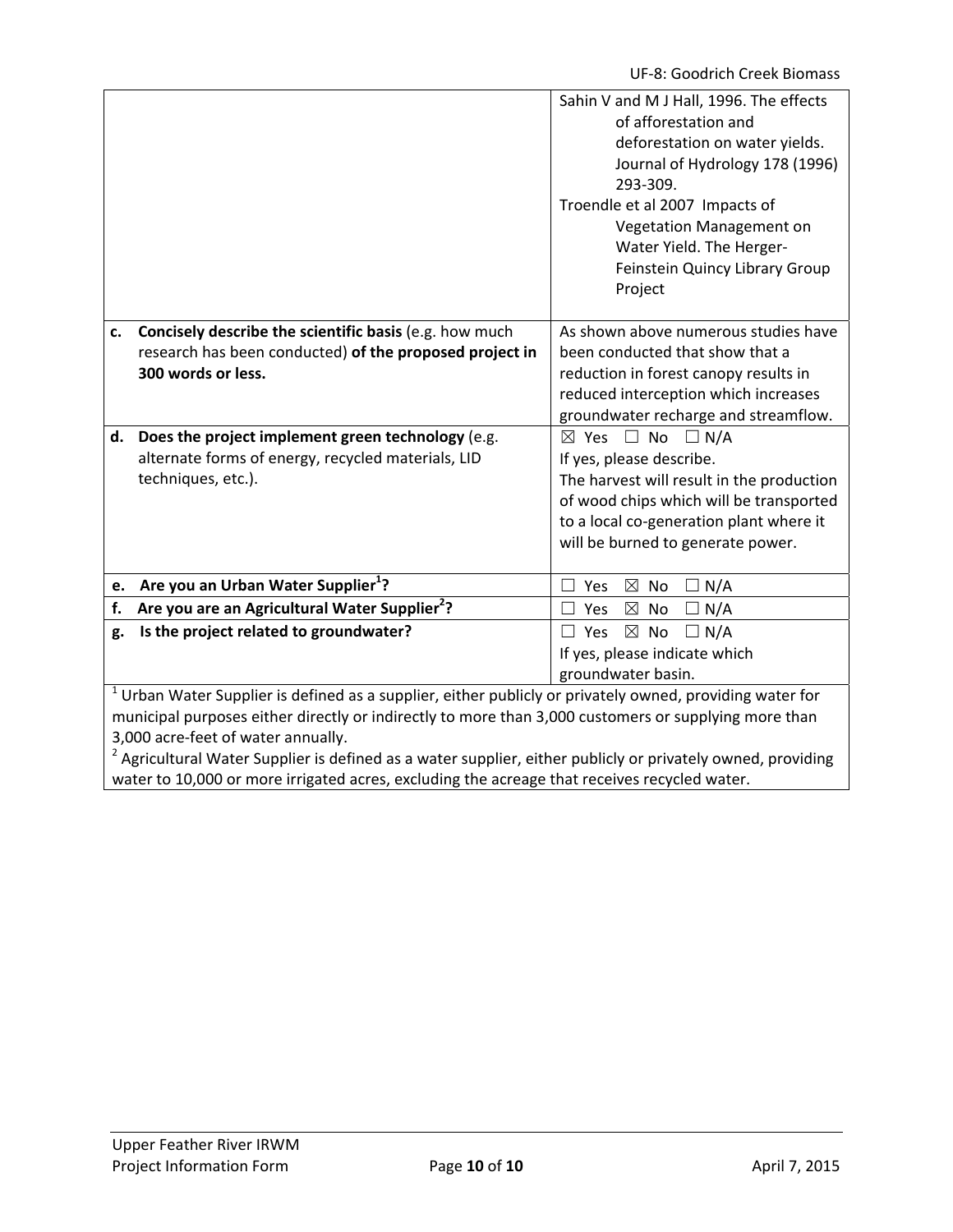| | |
|---|---|
| | Sahin V and M J Hall, 1996. The effects of afforestation and deforestation on water yields. Journal of Hydrology 178 (1996) 293-309.<br>Troendle et al 2007 Impacts of Vegetation Management on Water Yield. The Herger-Feinstein Quincy Library Group Project |
| **c. Concisely describe the scientific basis** (e.g. how much research has been conducted) **of the proposed project in 300 words or less.** | As shown above numerous studies have been conducted that show that a reduction in forest canopy results in reduced interception which increases groundwater recharge and streamflow. |
| **d. Does the project implement green technology** (e.g. alternate forms of energy, recycled materials, LID techniques, etc.). | ☒ Yes ☐ No ☐ N/A<br>If yes, please describe.<br>The harvest will result in the production of wood chips which will be transported to a local co-generation plant where it will be burned to generate power. |
| **e. Are you an Urban Water Supplier[1]?** | ☐ Yes ☒ No ☐ N/A |
| **f. Are you are an Agricultural Water Supplier[2]?** | ☐ Yes ☒ No ☐ N/A |
| **g. Is the project related to groundwater?** | ☐ Yes ☒ No ☐ N/A<br>If yes, please indicate which groundwater basin. |

[1] Urban Water Supplier is defined as a supplier, either publicly or privately owned, providing water for municipal purposes either directly or indirectly to more than 3,000 customers or supplying more than 3,000 acre-feet of water annually.

[2] Agricultural Water Supplier is defined as a water supplier, either publicly or privately owned, providing water to 10,000 or more irrigated acres, excluding the acreage that receives recycled water.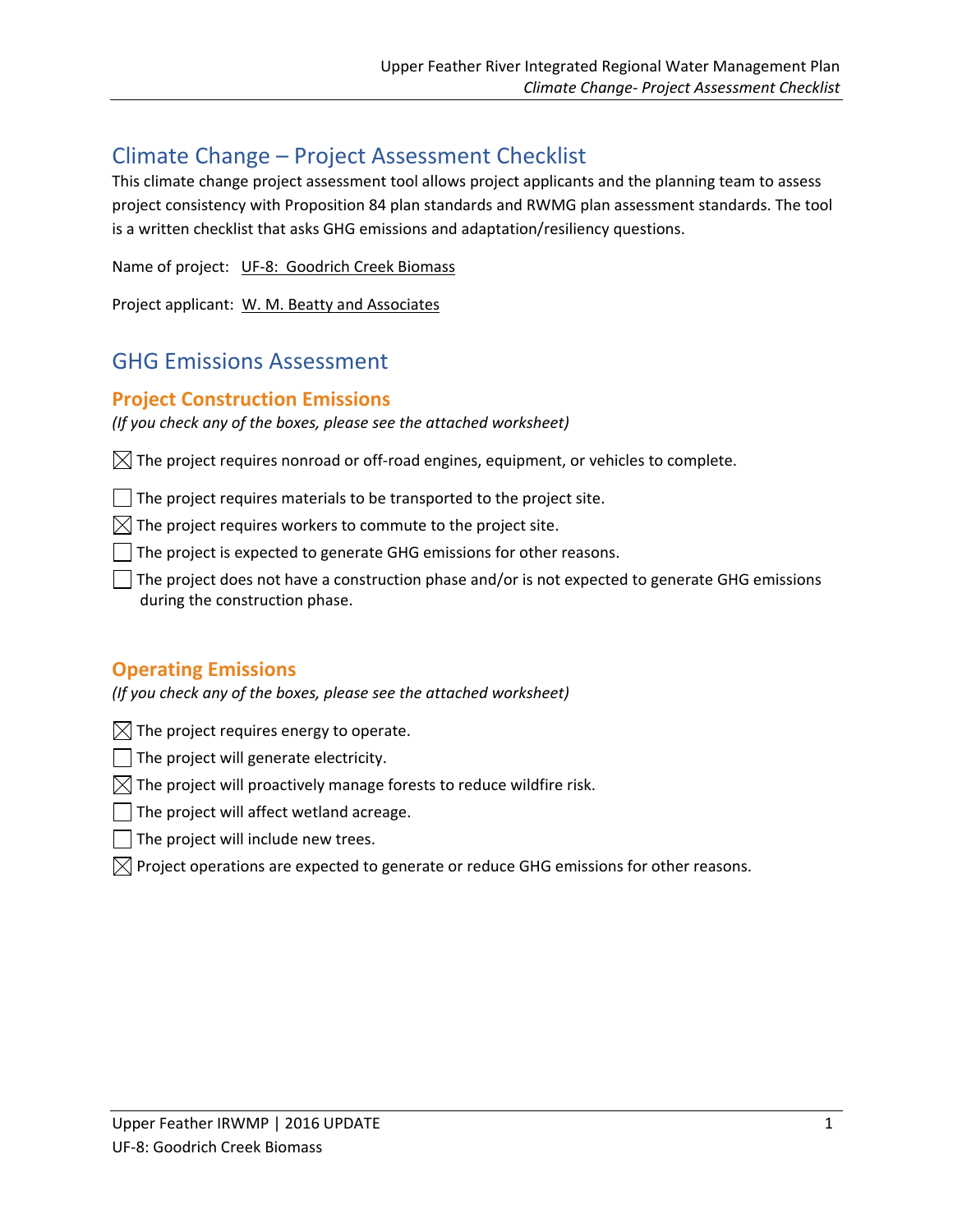# Climate Change – Project Assessment Checklist

This climate change project assessment tool allows project applicants and the planning team to assess project consistency with Proposition 84 plan standards and RWMG plan assessment standards. The tool is a written checklist that asks GHG emissions and adaptation/resiliency questions.

Name of project: UF-8: Goodrich Creek Biomass

Project applicant: W. M. Beatty and Associates

## GHG Emissions Assessment

### Project Construction Emissions

*(If you check any of the boxes, please see the attached worksheet)*

- [x] The project requires nonroad or off-road engines, equipment, or vehicles to complete.
- [ ] The project requires materials to be transported to the project site.
- [x] The project requires workers to commute to the project site.
- [ ] The project is expected to generate GHG emissions for other reasons.
- [ ] The project does not have a construction phase and/or is not expected to generate GHG emissions during the construction phase.

### Operating Emissions

*(If you check any of the boxes, please see the attached worksheet)*

- [x] The project requires energy to operate.
- [ ] The project will generate electricity.
- [x] The project will proactively manage forests to reduce wildfire risk.
- [ ] The project will affect wetland acreage.
- [ ] The project will include new trees.
- [x] Project operations are expected to generate or reduce GHG emissions for other reasons.

UF-8: Goodrich Creek Biomass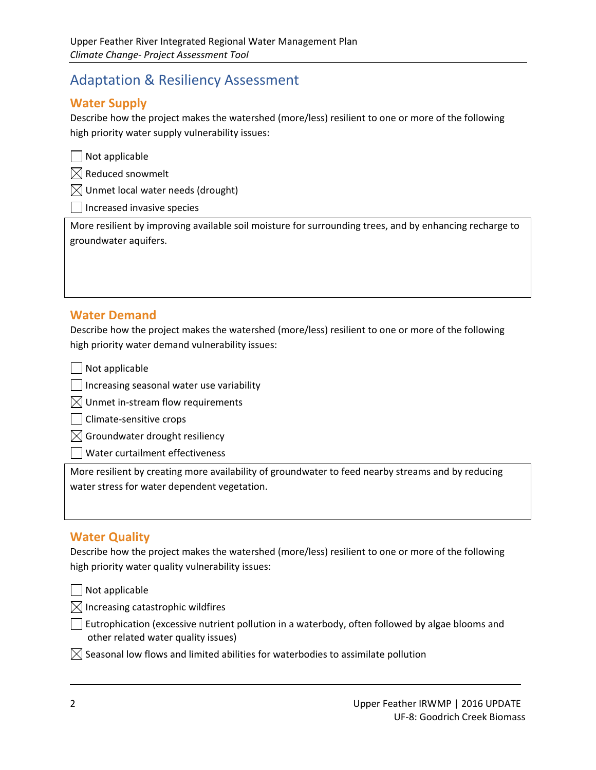# Adaptation & Resiliency Assessment

## Water Supply

Describe how the project makes the watershed (more/less) resilient to one or more of the following high priority water supply vulnerability issues:

- ☐ Not applicable
- ☒ Reduced snowmelt
- ☒ Unmet local water needs (drought)
- ☐ Increased invasive species

More resilient by improving available soil moisture for surrounding trees, and by enhancing recharge to groundwater aquifers.

## Water Demand

Describe how the project makes the watershed (more/less) resilient to one or more of the following high priority water demand vulnerability issues:

- ☐ Not applicable
- ☐ Increasing seasonal water use variability
- ☒ Unmet in-stream flow requirements
- ☐ Climate-sensitive crops
- ☒ Groundwater drought resiliency
- ☐ Water curtailment effectiveness

More resilient by creating more availability of groundwater to feed nearby streams and by reducing water stress for water dependent vegetation.

## Water Quality

Describe how the project makes the watershed (more/less) resilient to one or more of the following high priority water quality vulnerability issues:

- ☐ Not applicable
- ☒ Increasing catastrophic wildfires
- ☐ Eutrophication (excessive nutrient pollution in a waterbody, often followed by algae blooms and other related water quality issues)
- ☒ Seasonal low flows and limited abilities for waterbodies to assimilate pollution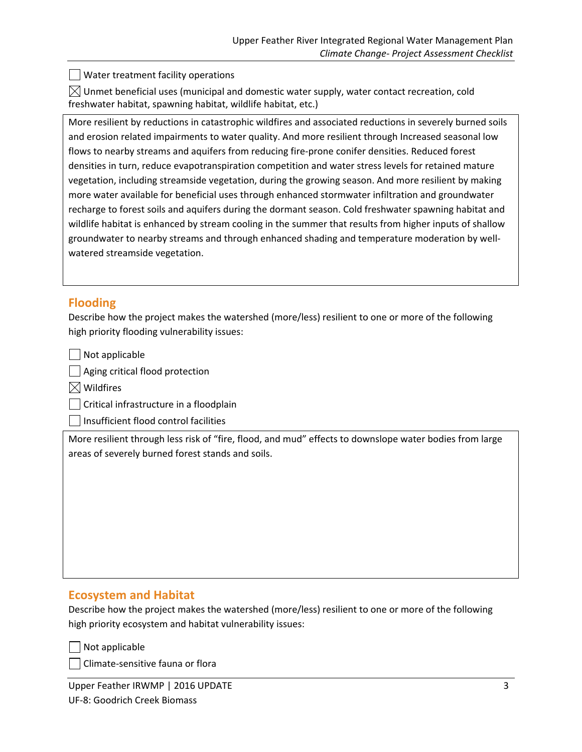☐ Water treatment facility operations

☒ Unmet beneficial uses (municipal and domestic water supply, water contact recreation, cold freshwater habitat, spawning habitat, wildlife habitat, etc.)

More resilient by reductions in catastrophic wildfires and associated reductions in severely burned soils and erosion related impairments to water quality. And more resilient through Increased seasonal low flows to nearby streams and aquifers from reducing fire-prone conifer densities. Reduced forest densities in turn, reduce evapotranspiration competition and water stress levels for retained mature vegetation, including streamside vegetation, during the growing season. And more resilient by making more water available for beneficial uses through enhanced stormwater infiltration and groundwater recharge to forest soils and aquifers during the dormant season. Cold freshwater spawning habitat and wildlife habitat is enhanced by stream cooling in the summer that results from higher inputs of shallow groundwater to nearby streams and through enhanced shading and temperature moderation by well-watered streamside vegetation.

## Flooding

Describe how the project makes the watershed (more/less) resilient to one or more of the following high priority flooding vulnerability issues:

☐ Not applicable

☐ Aging critical flood protection

☒ Wildfires

☐ Critical infrastructure in a floodplain

☐ Insufficient flood control facilities

More resilient through less risk of "fire, flood, and mud" effects to downslope water bodies from large areas of severely burned forest stands and soils.

## Ecosystem and Habitat

Describe how the project makes the watershed (more/less) resilient to one or more of the following high priority ecosystem and habitat vulnerability issues:

☐ Not applicable

☐ Climate-sensitive fauna or flora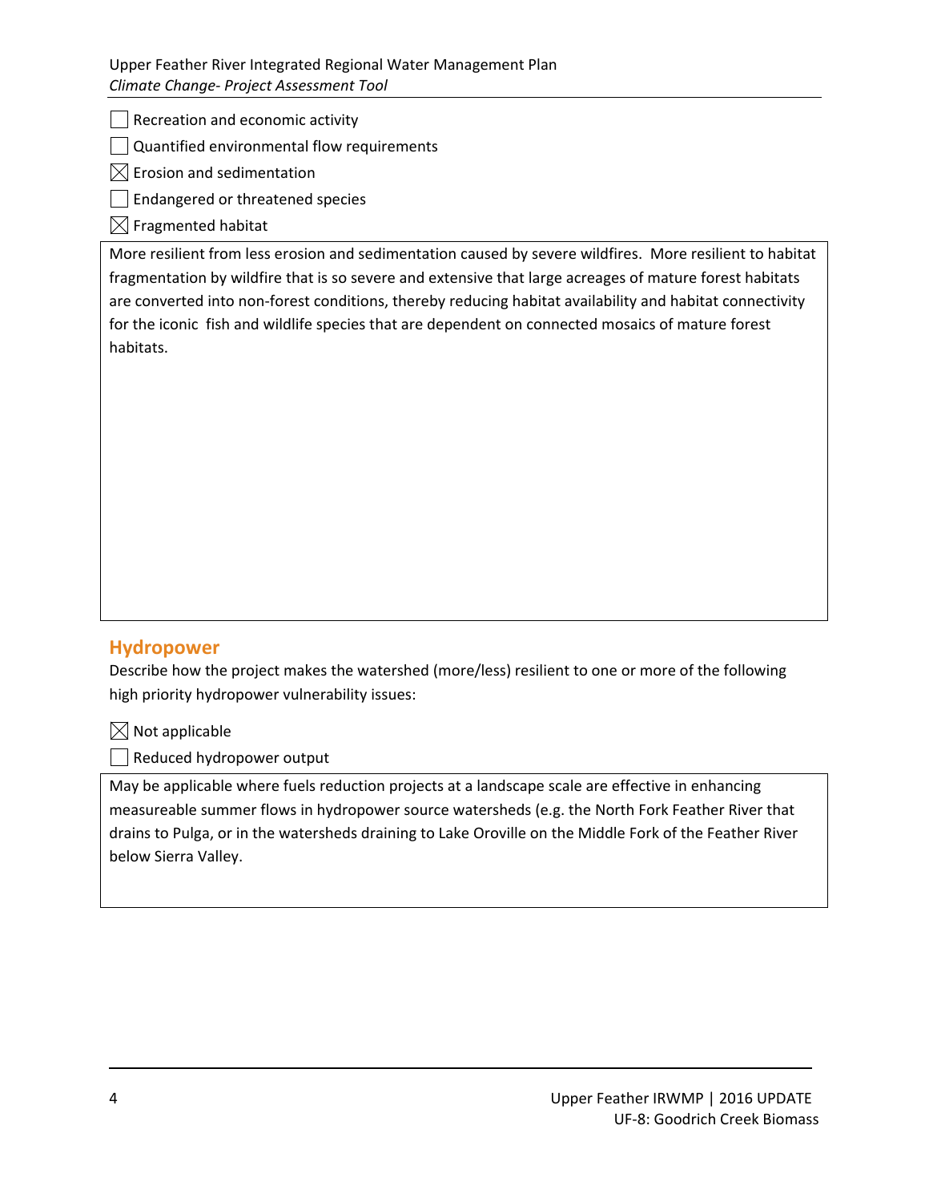- [ ] Recreation and economic activity
- [ ] Quantified environmental flow requirements
- [x] Erosion and sedimentation
- [ ] Endangered or threatened species
- [x] Fragmented habitat

More resilient from less erosion and sedimentation caused by severe wildfires. More resilient to habitat fragmentation by wildfire that is so severe and extensive that large acreages of mature forest habitats are converted into non-forest conditions, thereby reducing habitat availability and habitat connectivity for the iconic fish and wildlife species that are dependent on connected mosaics of mature forest habitats.

## Hydropower

Describe how the project makes the watershed (more/less) resilient to one or more of the following high priority hydropower vulnerability issues:

- [x] Not applicable
- [ ] Reduced hydropower output

May be applicable where fuels reduction projects at a landscape scale are effective in enhancing measureable summer flows in hydropower source watersheds (e.g. the North Fork Feather River that drains to Pulga, or in the watersheds draining to Lake Oroville on the Middle Fork of the Feather River below Sierra Valley.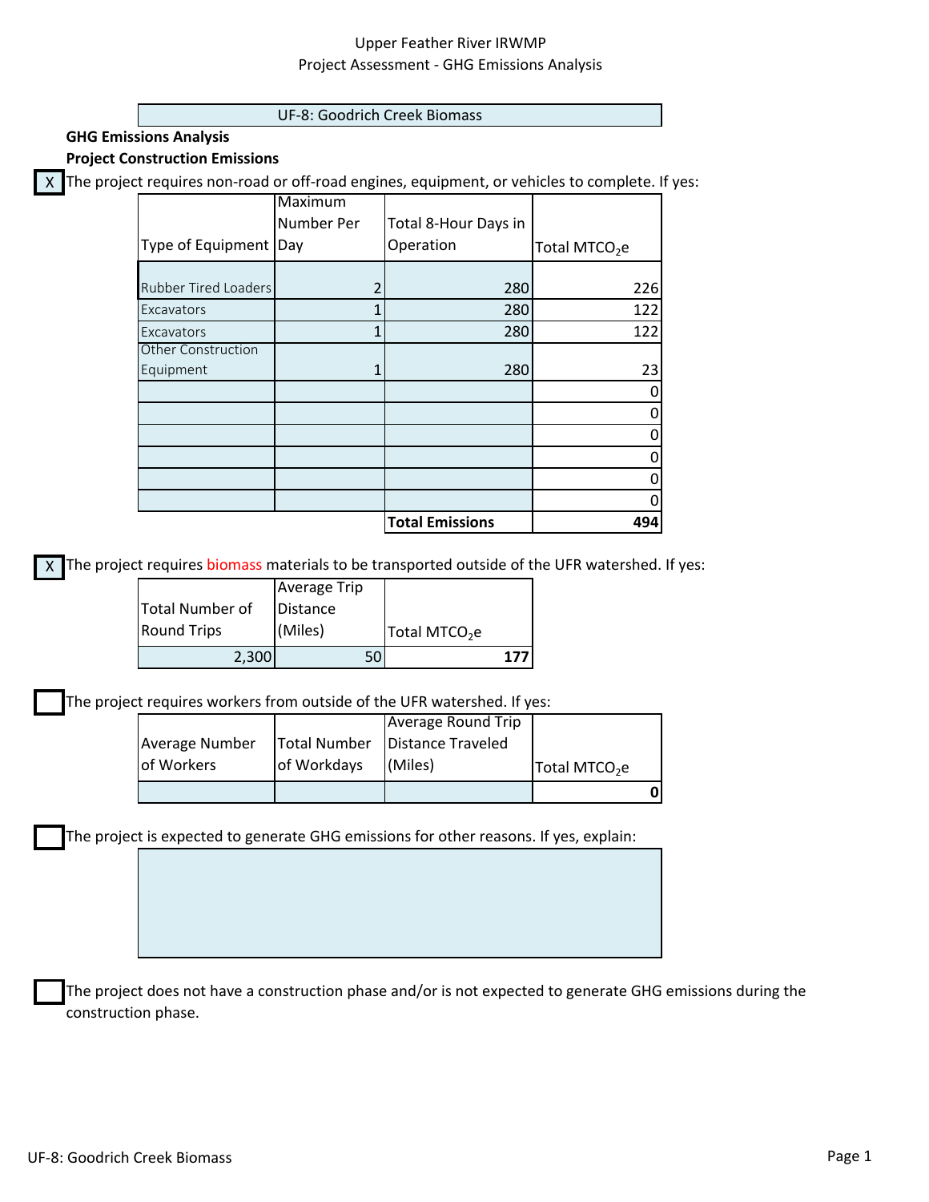Upper Feather River IRWMP
Project Assessment - GHG Emissions Analysis

UF-8: Goodrich Creek Biomass

**GHG Emissions Analysis**

**Project Construction Emissions**

[X] The project requires non-road or off-road engines, equipment, or vehicles to complete. If yes:

| Type of Equipment | Maximum Number Per Day | Total 8-Hour Days in Operation | Total $MTCO_2e$ |
|---|---|---|---|
| Rubber Tired Loaders | 2 | 280 | 226 |
| Excavators | 1 | 280 | 122 |
| Excavators | 1 | 280 | 122 |
| Other Construction Equipment | 1 | 280 | 23 |
| | | | 0 |
| | | | 0 |
| | | | 0 |
| | | | 0 |
| | | | 0 |
| | | | 0 |
| | | **Total Emissions** | **494** |

[X] The project requires biomass materials to be transported outside of the UFR watershed. If yes:

| Total Number of Round Trips | Average Trip Distance (Miles) | Total $MTCO_2e$ |
|---|---|---|
| 2,300 | 50 | **177** |

[ ] The project requires workers from outside of the UFR watershed. If yes:

| Average Number of Workers | Total Number of Workdays | Average Round Trip Distance Traveled (Miles) | Total $MTCO_2e$ |
|---|---|---|---|
| | | | **0** |

[ ] The project is expected to generate GHG emissions for other reasons. If yes, explain:

[ ] The project does not have a construction phase and/or is not expected to generate GHG emissions during the construction phase.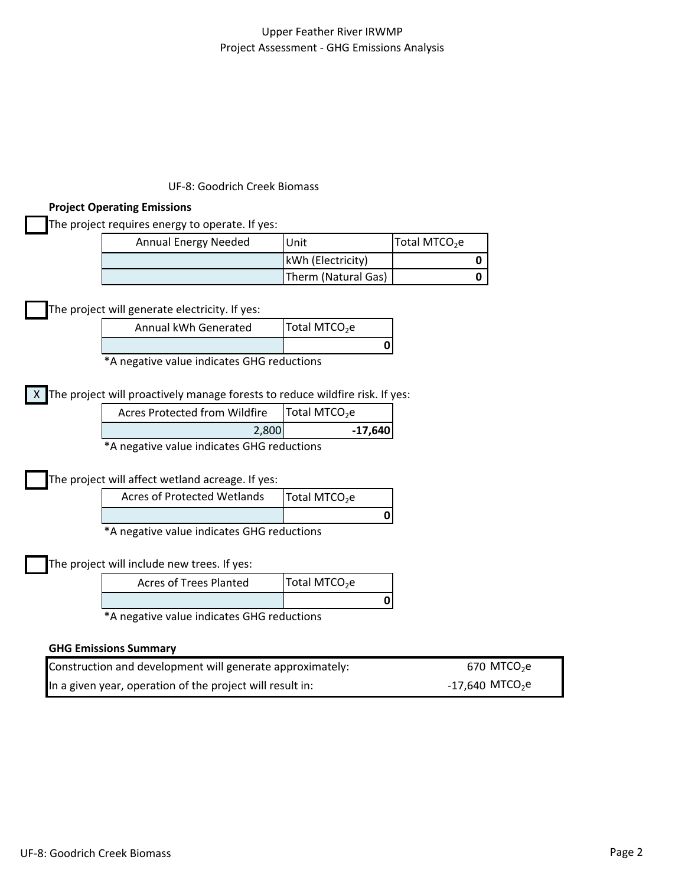UF-8: Goodrich Creek Biomass

**Project Operating Emissions**

☐ The project requires energy to operate. If yes:

| Annual Energy Needed | Unit | Total $MTCO_2e$ |
|---|---|---|
| | kWh (Electricity) | **0** |
| | Therm (Natural Gas) | **0** |

☐ The project will generate electricity. If yes:

| Annual kWh Generated | Total $MTCO_2e$ |
|---|---|
| | 0 |

*A negative value indicates GHG reductions

X The project will proactively manage forests to reduce wildfire risk. If yes:

| Acres Protected from Wildfire | Total $MTCO_2e$ |
|---|---|
| 2,800 | **-17,640** |

*A negative value indicates GHG reductions

☐ The project will affect wetland acreage. If yes:

| Acres of Protected Wetlands | Total $MTCO_2e$ |
|---|---|
| | 0 |

*A negative value indicates GHG reductions

☐ The project will include new trees. If yes:

| Acres of Trees Planted | Total $MTCO_2e$ |
|---|---|
| | 0 |

*A negative value indicates GHG reductions

**GHG Emissions Summary**

| | |
|---|---|
| Construction and development will generate approximately: | 670 $MTCO_2e$ |
| In a given year, operation of the project will result in: | -17,640 $MTCO_2e$ |